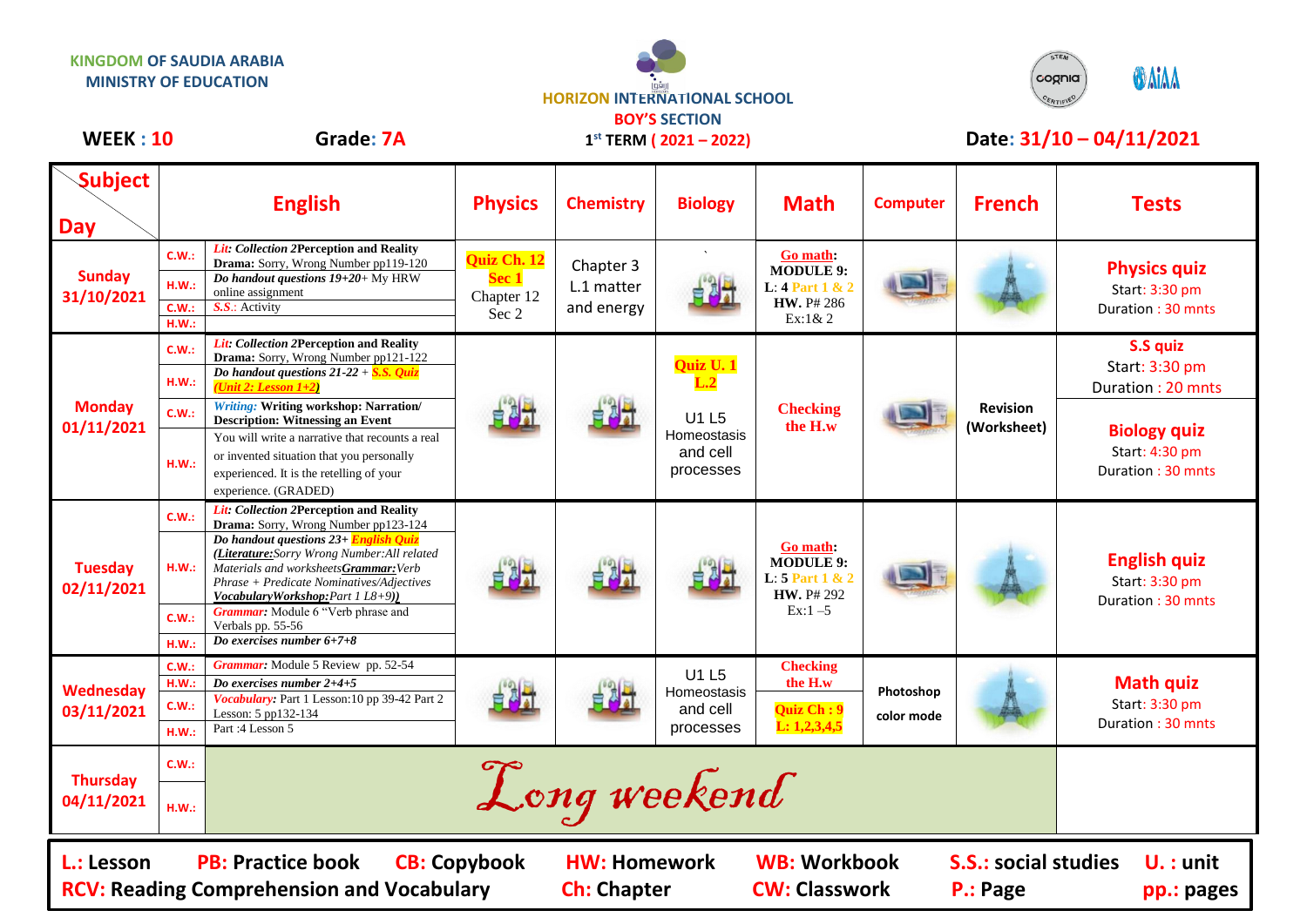KINGDOM OF SAUDIA ARABIA
MINISTRY OF EDUCATION

HORIZON INTERNATIONAL SCHOOL
BOY'S SECTION
1st TERM ( 2021 – 2022)

**WEEK : 10** **Grade: 7A** **Date: 31/10 – 04/11/2021**

| Subject / Day | | English | Physics | Chemistry | Biology | Math | Computer | French | Tests |
|---|---|---|---|---|---|---|---|---|---|
| Sunday 31/10/2021 | C.W.: | *Lit: Collection 2*Perception and Reality **Drama:** Sorry, Wrong Number pp119-120 | Quiz Ch. 12 Sec 1 Chapter 12 Sec 2 | Chapter 3 L.1 matter and energy | | **Go math: MODULE 9: L: 4** Part 1 & 2 **HW.** P# 286 Ex:1& 2 | | | **Physics quiz** Start: 3:30 pm Duration : 30 mnts |
| | H.W.: | *Do handout questions 19+20+* My HRW online assignment | | | | | | | |
| | C.W.: | *S.S.*: Activity | | | | | | | |
| | H.W.: | | | | | | | | |
| Monday 01/11/2021 | C.W.: | *Lit: Collection 2*Perception and Reality **Drama:** Sorry, Wrong Number pp121-122 | | | Quiz U. 1 L.2 U1 L5 Homeostasis and cell processes | Checking the H.w | | Revision (Worksheet) | **S.S quiz** Start: 3:30 pm Duration : 20 mnts |
| | H.W.: | *Do handout questions 21-22 +* S.S. Quiz (Unit 2: Lesson 1+2) | | | | | | | |
| | C.W.: | *Writing:* **Writing workshop: Narration/ Description: Witnessing an Event** | | | | | | | **Biology quiz** Start: 4:30 pm Duration : 30 mnts |
| | H.W.: | You will write a narrative that recounts a real or invented situation that you personally experienced. It is the retelling of your experience. (GRADED) | | | | | | | |
| Tuesday 02/11/2021 | C.W.: | *Lit: Collection 2*Perception and Reality **Drama:** Sorry, Wrong Number pp123-124 | | | | **Go math: MODULE 9: L: 5** Part 1 & 2 **HW.** P# 292 Ex:1 –5 | | | **English quiz** Start: 3:30 pm Duration : 30 mnts |
| | H.W.: | *Do handout questions 23+* English Quiz (*Literature:*Sorry Wrong Number:All related Materials and worksheets*Grammar:*Verb Phrase + Predicate Nominatives/Adjectives *VocabularyWorkshop:*Part 1 L8+9)) | | | | | | | |
| | C.W.: | *Grammar:* Module 6 "Verb phrase and Verbals pp. 55-56 | | | | | | | |
| | H.W.: | *Do exercises number 6+7+8* | | | | | | | |
| Wednesday 03/11/2021 | C.W.: | *Grammar:* Module 5 Review pp. 52-54 | | | U1 L5 Homeostasis and cell processes | Checking the H.w Quiz Ch : 9 L: 1,2,3,4,5 | Photoshop color mode | | **Math quiz** Start: 3:30 pm Duration : 30 mnts |
| | H.W.: | *Do exercises number 2+4+5* | | | | | | | |
| | C.W.: | *Vocabulary:* Part 1 Lesson:10 pp 39-42 Part 2 Lesson: 5 pp132-134 | | | | | | | |
| | H.W.: | Part :4 Lesson 5 | | | | | | | |
| Thursday 04/11/2021 | C.W.: | Long weekend | | | | | | | |
| | H.W.: | | | | | | | | |

**L.: Lesson** **PB: Practice book** **CB: Copybook** **HW: Homework** **WB: Workbook** **S.S.: social studies** **U. : unit**
**RCV: Reading Comprehension and Vocabulary** **Ch: Chapter** **CW: Classwork** **P.: Page** **pp.: pages**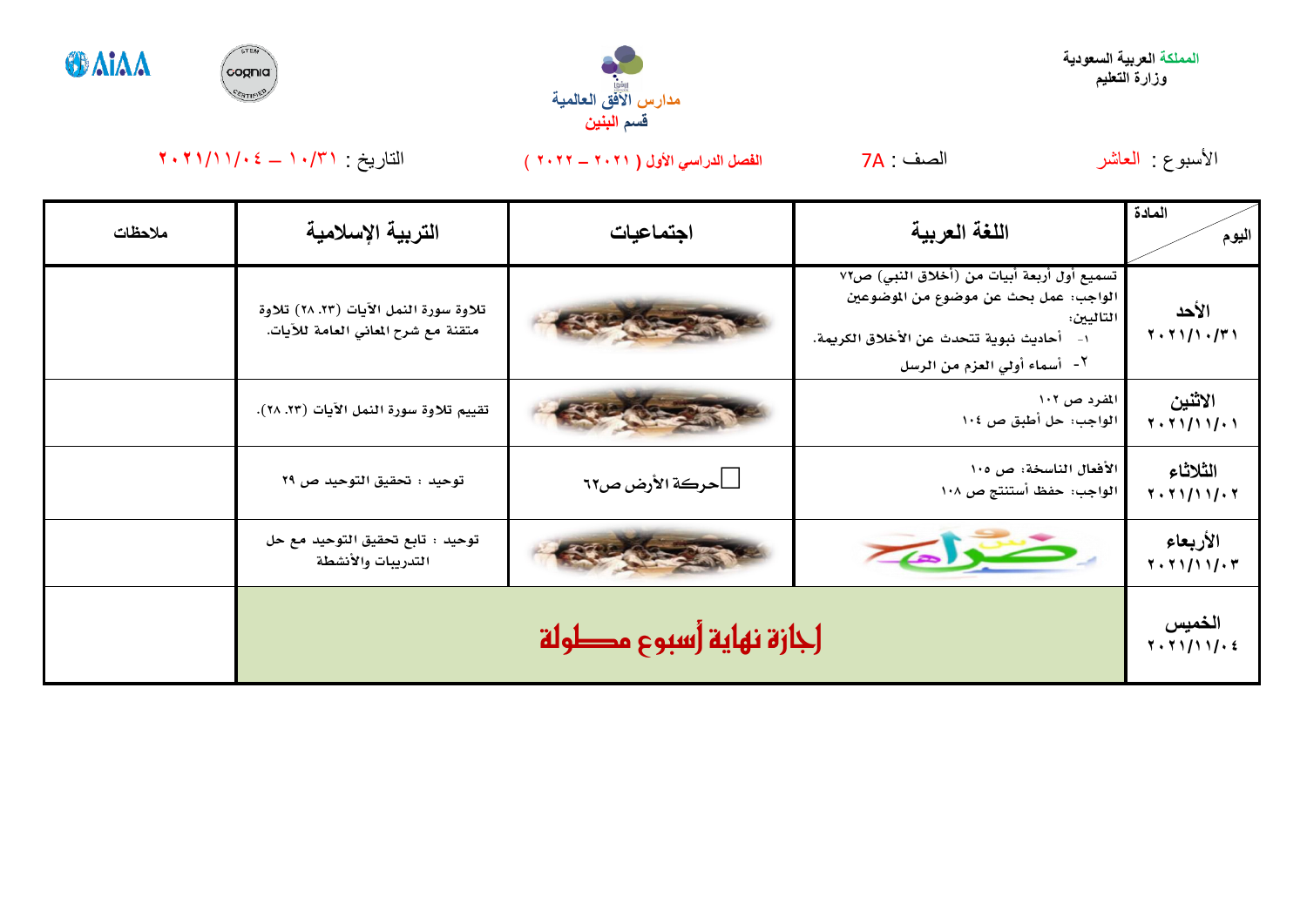المملكة العربية السعودية
وزارة التعليم

مدارس الأفق العالمية
قسم البنين

الأسبوع : العاشر　　الصف : 7A　　الفصل الدراسي الأول ( ٢٠٢١ – ٢٠٢٢ )　　التاريخ : ١٠/٣١ – ٢٠٢١/١١/٠٤

| المادة / اليوم | اللغة العربية | اجتماعيات | التربية الإسلامية | ملاحظات |
|---|---|---|---|---|
| الأحد ٢٠٢١/١٠/٣١ | تسميع أول أربعة أبيات من (أخلاق النبي) ص٧٢<br>الواجب: عمل بحث عن موضوع من الموضوعين التاليين:<br>١- أحاديث نبوية تتحدث عن الأخلاق الكريمة.<br>٢- أسماء أولي العزم من الرسل | | تلاوة سورة النمل الآيات (٢٣. ٢٨) تلاوة متقنة مع شرح المعاني العامة للآيات. | |
| الاثنين ٢٠٢١/١١/٠١ | المفرد ص ١٠٢<br>الواجب: حل أطبق ص ١٠٤ | | تقييم تلاوة سورة النمل الآيات (٢٣. ٢٨). | |
| الثلاثاء ٢٠٢١/١١/٠٢ | الأفعال الناسخة: ص ١٠٥<br>الواجب: حفظ أستنتج ص ١٠٨ | حركة الأرض ص٦٢ | توحيد : تحقيق التوحيد ص ٢٩ | |
| الأربعاء ٢٠٢١/١١/٠٣ | | | توحيد : تابع تحقيق التوحيد مع حل التدريبات والأنشطة | |
| الخميس ٢٠٢١/١١/٠٤ | إجازة نهاية أسبوع مطولة | | | |